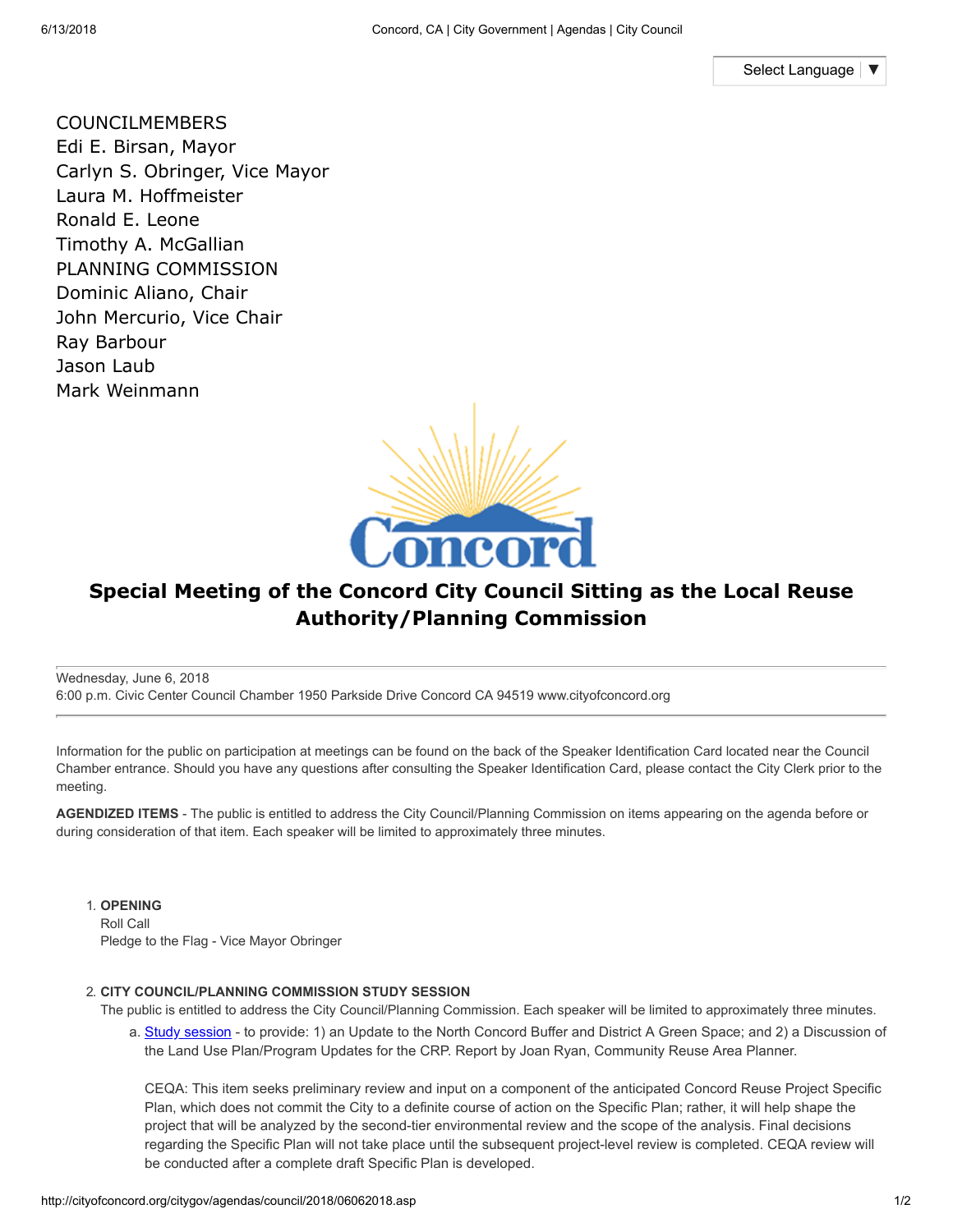Select Language ▼

COUNCILMEMBERS
Edi E. Birsan, Mayor
Carlyn S. Obringer, Vice Mayor
Laura M. Hoffmeister
Ronald E. Leone
Timothy A. McGallian
PLANNING COMMISSION
Dominic Aliano, Chair
John Mercurio, Vice Chair
Ray Barbour
Jason Laub
Mark Weinmann

Concord

# Special Meeting of the Concord City Council Sitting as the Local Reuse Authority/Planning Commission

Wednesday, June 6, 2018
6:00 p.m. Civic Center Council Chamber 1950 Parkside Drive Concord CA 94519 www.cityofconcord.org

Information for the public on participation at meetings can be found on the back of the Speaker Identification Card located near the Council Chamber entrance. Should you have any questions after consulting the Speaker Identification Card, please contact the City Clerk prior to the meeting.

**AGENDIZED ITEMS** - The public is entitled to address the City Council/Planning Commission on items appearing on the agenda before or during consideration of that item. Each speaker will be limited to approximately three minutes.

1. **OPENING**
   Roll Call
   Pledge to the Flag - Vice Mayor Obringer

2. **CITY COUNCIL/PLANNING COMMISSION STUDY SESSION**
   The public is entitled to address the City Council/Planning Commission. Each speaker will be limited to approximately three minutes.
   a. Study session - to provide: 1) an Update to the North Concord Buffer and District A Green Space; and 2) a Discussion of the Land Use Plan/Program Updates for the CRP. Report by Joan Ryan, Community Reuse Area Planner.

      CEQA: This item seeks preliminary review and input on a component of the anticipated Concord Reuse Project Specific Plan, which does not commit the City to a definite course of action on the Specific Plan; rather, it will help shape the project that will be analyzed by the second-tier environmental review and the scope of the analysis. Final decisions regarding the Specific Plan will not take place until the subsequent project-level review is completed. CEQA review will be conducted after a complete draft Specific Plan is developed.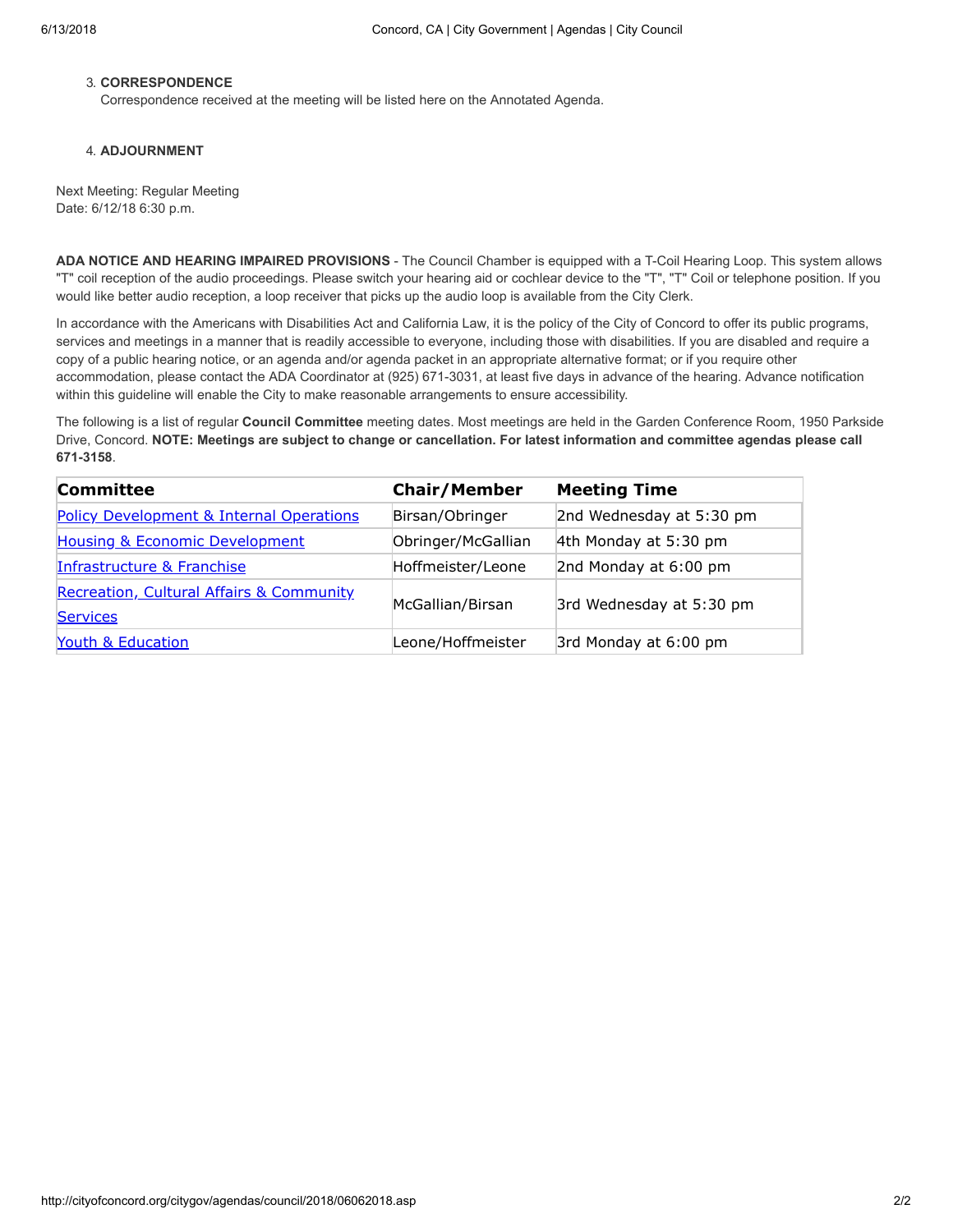3. **CORRESPONDENCE**
   Correspondence received at the meeting will be listed here on the Annotated Agenda.

4. **ADJOURNMENT**

Next Meeting: Regular Meeting
Date: 6/12/18 6:30 p.m.

**ADA NOTICE AND HEARING IMPAIRED PROVISIONS** - The Council Chamber is equipped with a T-Coil Hearing Loop. This system allows "T" coil reception of the audio proceedings. Please switch your hearing aid or cochlear device to the "T", "T" Coil or telephone position. If you would like better audio reception, a loop receiver that picks up the audio loop is available from the City Clerk.

In accordance with the Americans with Disabilities Act and California Law, it is the policy of the City of Concord to offer its public programs, services and meetings in a manner that is readily accessible to everyone, including those with disabilities. If you are disabled and require a copy of a public hearing notice, or an agenda and/or agenda packet in an appropriate alternative format; or if you require other accommodation, please contact the ADA Coordinator at (925) 671-3031, at least five days in advance of the hearing. Advance notification within this guideline will enable the City to make reasonable arrangements to ensure accessibility.

The following is a list of regular **Council Committee** meeting dates. Most meetings are held in the Garden Conference Room, 1950 Parkside Drive, Concord. **NOTE: Meetings are subject to change or cancellation. For latest information and committee agendas please call 671-3158**.

| Committee | Chair/Member | Meeting Time |
| --- | --- | --- |
| Policy Development & Internal Operations | Birsan/Obringer | 2nd Wednesday at 5:30 pm |
| Housing & Economic Development | Obringer/McGallian | 4th Monday at 5:30 pm |
| Infrastructure & Franchise | Hoffmeister/Leone | 2nd Monday at 6:00 pm |
| Recreation, Cultural Affairs & Community Services | McGallian/Birsan | 3rd Wednesday at 5:30 pm |
| Youth & Education | Leone/Hoffmeister | 3rd Monday at 6:00 pm |